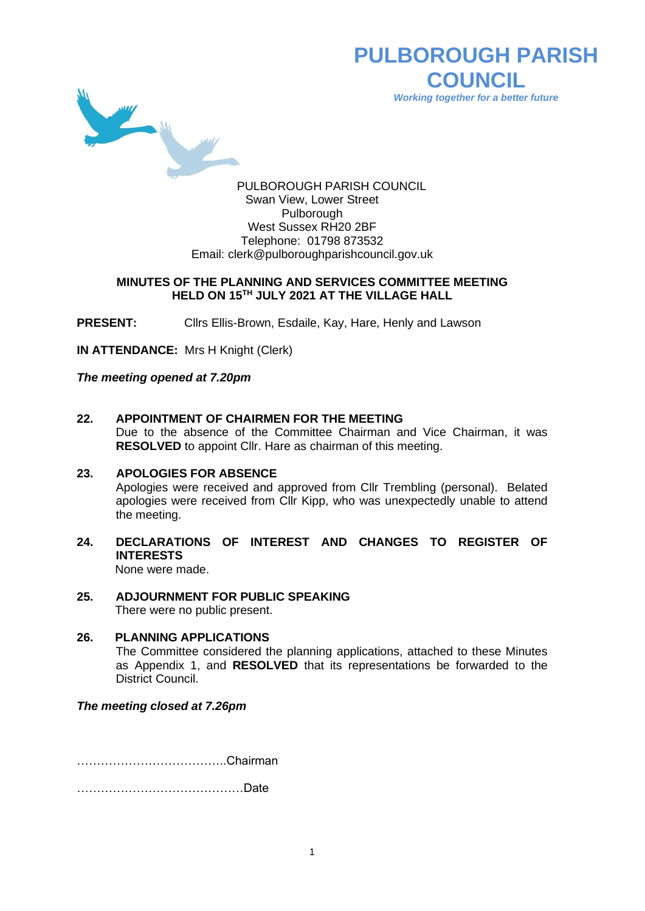# PULBOROUGH PARISH COUNCIL

*Working together for a better future*

PULBOROUGH PARISH COUNCIL
Swan View, Lower Street
Pulborough
West Sussex RH20 2BF
Telephone: 01798 873532
Email: clerk@pulboroughparishcouncil.gov.uk

## MINUTES OF THE PLANNING AND SERVICES COMMITTEE MEETING HELD ON 15TH JULY 2021 AT THE VILLAGE HALL

**PRESENT:** Cllrs Ellis-Brown, Esdaile, Kay, Hare, Henly and Lawson

**IN ATTENDANCE:** Mrs H Knight (Clerk)

***The meeting opened at 7.20pm***

**22. APPOINTMENT OF CHAIRMEN FOR THE MEETING**
Due to the absence of the Committee Chairman and Vice Chairman, it was **RESOLVED** to appoint Cllr. Hare as chairman of this meeting.

**23. APOLOGIES FOR ABSENCE**
Apologies were received and approved from Cllr Trembling (personal). Belated apologies were received from Cllr Kipp, who was unexpectedly unable to attend the meeting.

**24. DECLARATIONS OF INTEREST AND CHANGES TO REGISTER OF INTERESTS**
None were made.

**25. ADJOURNMENT FOR PUBLIC SPEAKING**
There were no public present.

**26. PLANNING APPLICATIONS**
The Committee considered the planning applications, attached to these Minutes as Appendix 1, and **RESOLVED** that its representations be forwarded to the District Council.

***The meeting closed at 7.26pm***

……………………………….Chairman

……………………………………Date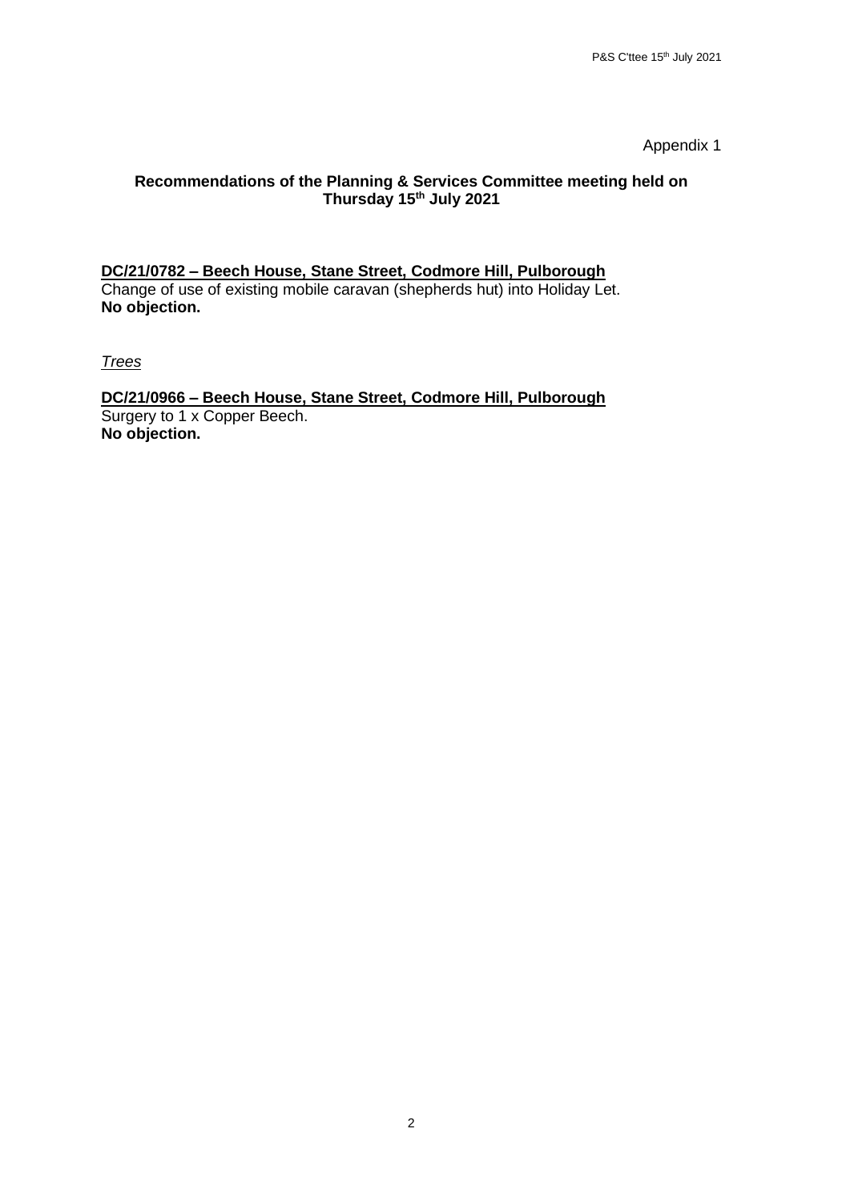Appendix 1

**Recommendations of the Planning & Services Committee meeting held on Thursday 15th July 2021**

**DC/21/0782 – Beech House, Stane Street, Codmore Hill, Pulborough**
Change of use of existing mobile caravan (shepherds hut) into Holiday Let.
**No objection.**

*Trees*

**DC/21/0966 – Beech House, Stane Street, Codmore Hill, Pulborough**
Surgery to 1 x Copper Beech.
**No objection.**